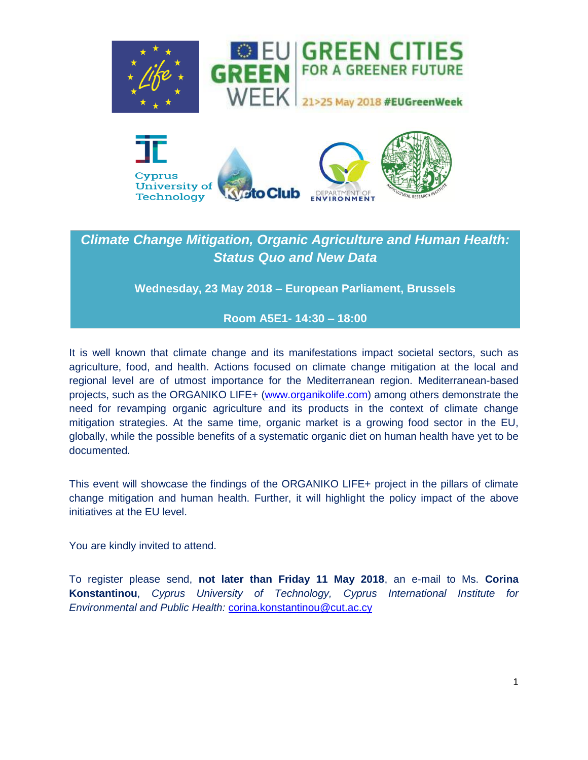# *Climate Change Mitigation, Organic Agriculture and Human Health: Status Quo and New Data*

**Wednesday, 23 May 2018 – European Parliament, Brussels**

**Room A5E1- 14:30 – 18:00**

It is well known that climate change and its manifestations impact societal sectors, such as agriculture, food, and health. Actions focused on climate change mitigation at the local and regional level are of utmost importance for the Mediterranean region. Mediterranean-based projects, such as the ORGANIKO LIFE+ (www.organikolife.com) among others demonstrate the need for revamping organic agriculture and its products in the context of climate change mitigation strategies. At the same time, organic market is a growing food sector in the EU, globally, while the possible benefits of a systematic organic diet on human health have yet to be documented.

This event will showcase the findings of the ORGANIKO LIFE+ project in the pillars of climate change mitigation and human health. Further, it will highlight the policy impact of the above initiatives at the EU level.

You are kindly invited to attend.

To register please send, **not later than Friday 11 May 2018**, an e-mail to Ms. **Corina Konstantinou**, *Cyprus University of Technology, Cyprus International Institute for Environmental and Public Health:* corina.konstantinou@cut.ac.cy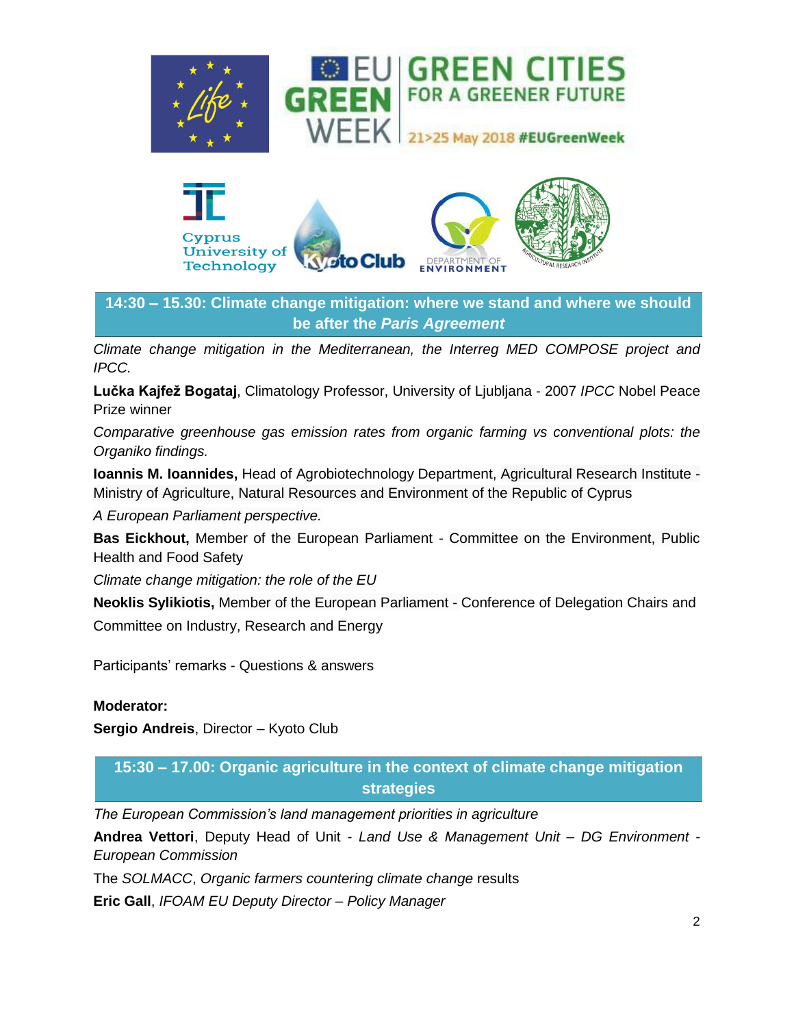## 14:30 – 15.30: Climate change mitigation: where we stand and where we should be after the *Paris Agreement*

*Climate change mitigation in the Mediterranean, the Interreg MED COMPOSE project and IPCC.*

**Lučka Kajfež Bogataj**, Climatology Professor, University of Ljubljana - 2007 *IPCC* Nobel Peace Prize winner

*Comparative greenhouse gas emission rates from organic farming vs conventional plots: the Organiko findings.*

**Ioannis M. Ioannides,** Head of Agrobiotechnology Department, Agricultural Research Institute - Ministry of Agriculture, Natural Resources and Environment of the Republic of Cyprus

*A European Parliament perspective.*

**Bas Eickhout,** Member of the European Parliament - Committee on the Environment, Public Health and Food Safety

*Climate change mitigation: the role of the EU*

**Neoklis Sylikiotis,** Member of the European Parliament - Conference of Delegation Chairs and Committee on Industry, Research and Energy

Participants' remarks - Questions & answers

**Moderator:**

**Sergio Andreis**, Director – Kyoto Club

## 15:30 – 17.00: Organic agriculture in the context of climate change mitigation strategies

*The European Commission's land management priorities in agriculture*

**Andrea Vettori**, Deputy Head of Unit - *Land Use & Management Unit – DG Environment - European Commission*

The *SOLMACC*, *Organic farmers countering climate change* results

**Eric Gall**, *IFOAM EU Deputy Director – Policy Manager*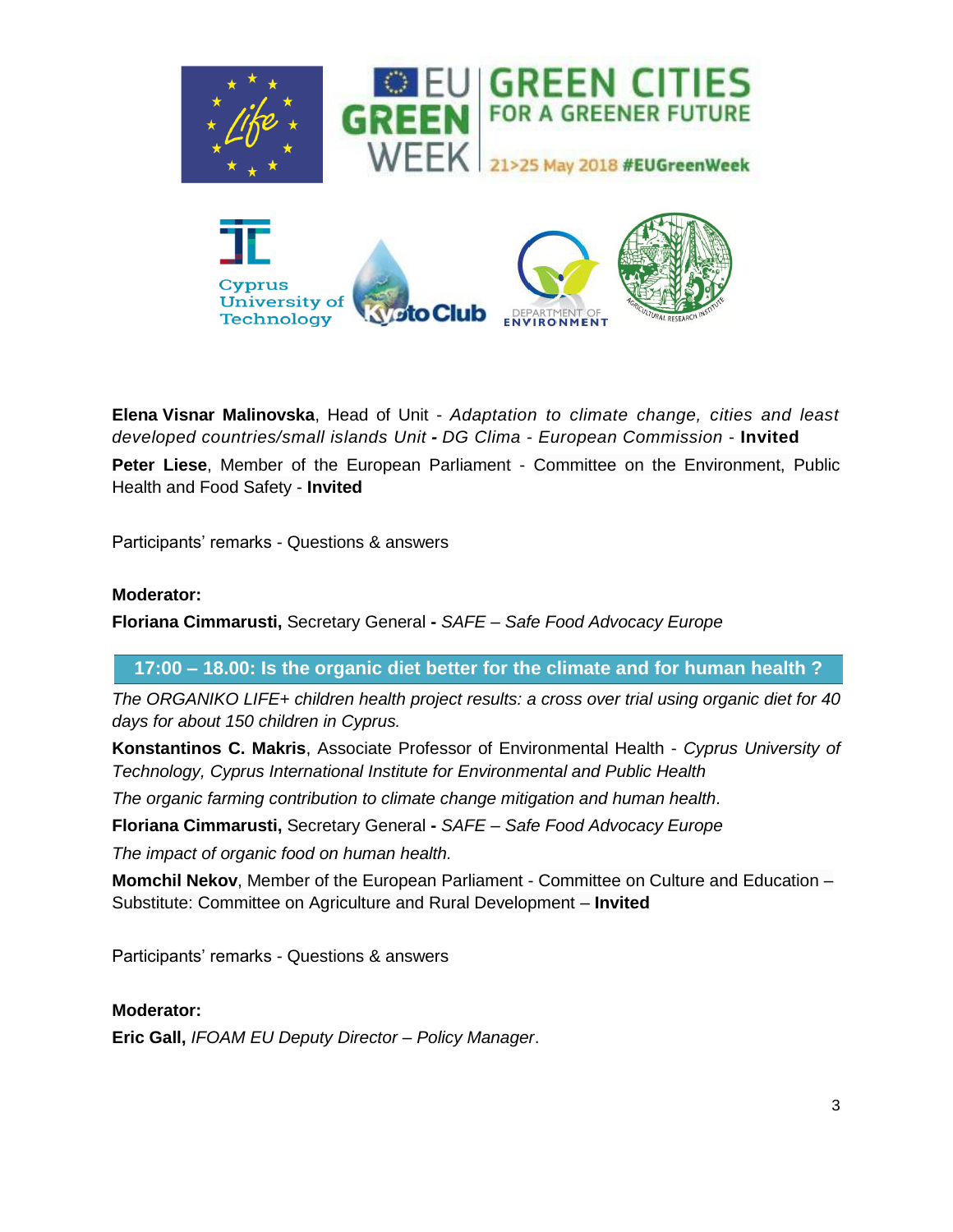**Elena Visnar Malinovska**, Head of Unit - *Adaptation to climate change, cities and least developed countries/small islands Unit* **-** *DG Clima - European Commission* - **Invited**

**Peter Liese**, Member of the European Parliament - Committee on the Environment, Public Health and Food Safety - **Invited**

Participants' remarks - Questions & answers

**Moderator:**

**Floriana Cimmarusti,** Secretary General **-** *SAFE – Safe Food Advocacy Europe*

## 17:00 – 18.00: Is the organic diet better for the climate and for human health ?

*The ORGANIKO LIFE+ children health project results: a cross over trial using organic diet for 40 days for about 150 children in Cyprus.*

**Konstantinos C. Makris**, Associate Professor of Environmental Health - *Cyprus University of Technology, Cyprus International Institute for Environmental and Public Health*

*The organic farming contribution to climate change mitigation and human health.*

**Floriana Cimmarusti,** Secretary General **-** *SAFE – Safe Food Advocacy Europe*

*The impact of organic food on human health.*

**Momchil Nekov**, Member of the European Parliament - Committee on Culture and Education – Substitute: Committee on Agriculture and Rural Development – **Invited**

Participants' remarks - Questions & answers

**Moderator:**

**Eric Gall,** *IFOAM EU Deputy Director – Policy Manager*.